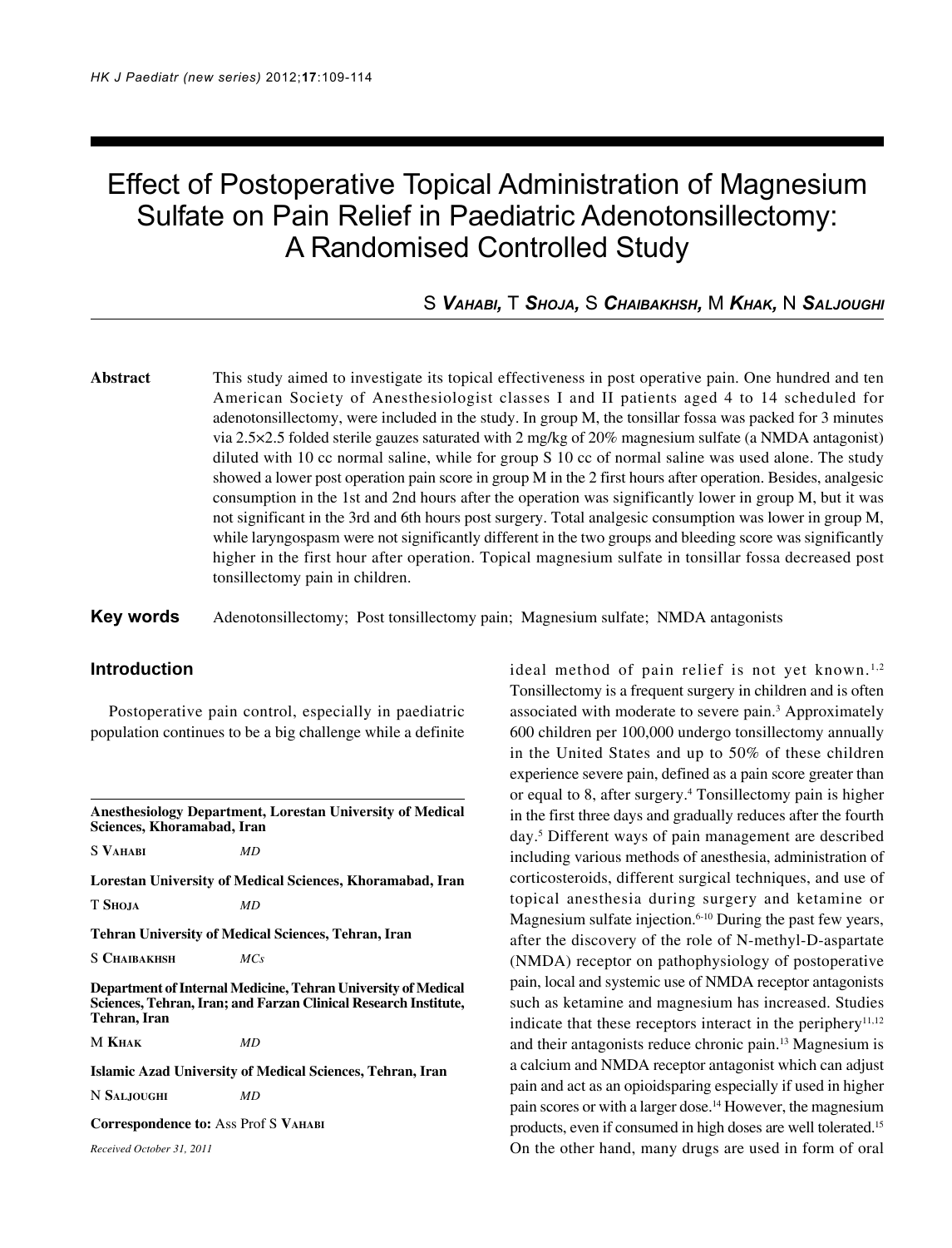# Effect of Postoperative Topical Administration of Magnesium Sulfate on Pain Relief in Paediatric Adenotonsillectomy: A Randomised Controlled Study

S ***Vahabi***, T ***Shoja***, S ***Chaibakhsh***, M ***Khak***, N ***Saljoughi***

**Abstract** This study aimed to investigate its topical effectiveness in post operative pain. One hundred and ten American Society of Anesthesiologist classes I and II patients aged 4 to 14 scheduled for adenotonsillectomy, were included in the study. In group M, the tonsillar fossa was packed for 3 minutes via 2.5×2.5 folded sterile gauzes saturated with 2 mg/kg of 20% magnesium sulfate (a NMDA antagonist) diluted with 10 cc normal saline, while for group S 10 cc of normal saline was used alone. The study showed a lower post operation pain score in group M in the 2 first hours after operation. Besides, analgesic consumption in the 1st and 2nd hours after the operation was significantly lower in group M, but it was not significant in the 3rd and 6th hours post surgery. Total analgesic consumption was lower in group M, while laryngospasm were not significantly different in the two groups and bleeding score was significantly higher in the first hour after operation. Topical magnesium sulfate in tonsillar fossa decreased post tonsillectomy pain in children.

**Key words** Adenotonsillectomy; Post tonsillectomy pain; Magnesium sulfate; NMDA antagonists

## Introduction

Postoperative pain control, especially in paediatric population continues to be a big challenge while a definite ideal method of pain relief is not yet known.[1,2] Tonsillectomy is a frequent surgery in children and is often associated with moderate to severe pain.[3] Approximately 600 children per 100,000 undergo tonsillectomy annually in the United States and up to 50% of these children experience severe pain, defined as a pain score greater than or equal to 8, after surgery.[4] Tonsillectomy pain is higher in the first three days and gradually reduces after the fourth day.[5] Different ways of pain management are described including various methods of anesthesia, administration of corticosteroids, different surgical techniques, and use of topical anesthesia during surgery and ketamine or Magnesium sulfate injection.[6-10] During the past few years, after the discovery of the role of N-methyl-D-aspartate (NMDA) receptor on pathophysiology of postoperative pain, local and systemic use of NMDA receptor antagonists such as ketamine and magnesium has increased. Studies indicate that these receptors interact in the periphery[11,12] and their antagonists reduce chronic pain.[13] Magnesium is a calcium and NMDA receptor antagonist which can adjust pain and act as an opioidsparing especially if used in higher pain scores or with a larger dose.[14] However, the magnesium products, even if consumed in high doses are well tolerated.[15] On the other hand, many drugs are used in form of oral

---

**Anesthesiology Department, Lorestan University of Medical Sciences, Khoramabad, Iran**

S Vahabi *MD*

**Lorestan University of Medical Sciences, Khoramabad, Iran**

T Shoja *MD*

**Tehran University of Medical Sciences, Tehran, Iran**

S Chaibakhsh *MCs*

**Department of Internal Medicine, Tehran University of Medical Sciences, Tehran, Iran; and Farzan Clinical Research Institute, Tehran, Iran**

M Khak *MD*

**Islamic Azad University of Medical Sciences, Tehran, Iran**

N Saljoughi *MD*

**Correspondence to:** Ass Prof S Vahabi

*Received October 31, 2011*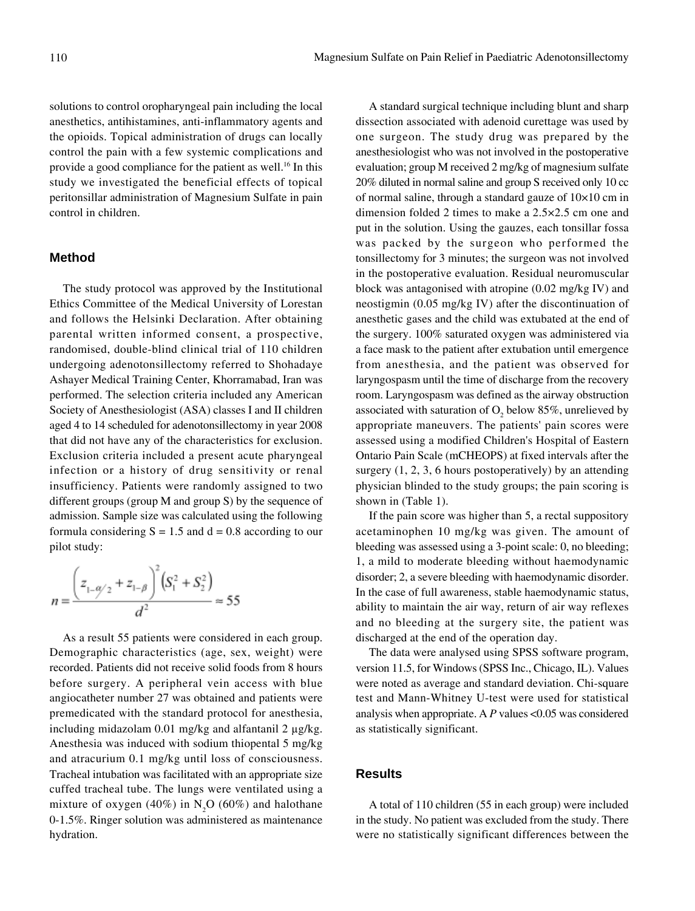solutions to control oropharyngeal pain including the local anesthetics, antihistamines, anti-inflammatory agents and the opioids. Topical administration of drugs can locally control the pain with a few systemic complications and provide a good compliance for the patient as well.[16] In this study we investigated the beneficial effects of topical peritonsillar administration of Magnesium Sulfate in pain control in children.

## Method

The study protocol was approved by the Institutional Ethics Committee of the Medical University of Lorestan and follows the Helsinki Declaration. After obtaining parental written informed consent, a prospective, randomised, double-blind clinical trial of 110 children undergoing adenotonsillectomy referred to Shohadaye Ashayer Medical Training Center, Khorramabad, Iran was performed. The selection criteria included any American Society of Anesthesiologist (ASA) classes I and II children aged 4 to 14 scheduled for adenotonsillectomy in year 2008 that did not have any of the characteristics for exclusion. Exclusion criteria included a present acute pharyngeal infection or a history of drug sensitivity or renal insufficiency. Patients were randomly assigned to two different groups (group M and group S) by the sequence of admission. Sample size was calculated using the following formula considering S = 1.5 and d = 0.8 according to our pilot study:

$$n = \frac{\left(z_{1-\alpha/2} + z_{1-\beta}\right)^2 \left(S_1^2 + S_2^2\right)}{d^2} \approx 55$$

As a result 55 patients were considered in each group. Demographic characteristics (age, sex, weight) were recorded. Patients did not receive solid foods from 8 hours before surgery. A peripheral vein access with blue angiocatheter number 27 was obtained and patients were premedicated with the standard protocol for anesthesia, including midazolam 0.01 mg/kg and alfantanil 2 µg/kg. Anesthesia was induced with sodium thiopental 5 mg/kg and atracurium 0.1 mg/kg until loss of consciousness. Tracheal intubation was facilitated with an appropriate size cuffed tracheal tube. The lungs were ventilated using a mixture of oxygen (40%) in $N_2O$ (60%) and halothane 0-1.5%. Ringer solution was administered as maintenance hydration.

A standard surgical technique including blunt and sharp dissection associated with adenoid curettage was used by one surgeon. The study drug was prepared by the anesthesiologist who was not involved in the postoperative evaluation; group M received 2 mg/kg of magnesium sulfate 20% diluted in normal saline and group S received only 10 cc of normal saline, through a standard gauze of 10×10 cm in dimension folded 2 times to make a 2.5×2.5 cm one and put in the solution. Using the gauzes, each tonsillar fossa was packed by the surgeon who performed the tonsillectomy for 3 minutes; the surgeon was not involved in the postoperative evaluation. Residual neuromuscular block was antagonised with atropine (0.02 mg/kg IV) and neostigmin (0.05 mg/kg IV) after the discontinuation of anesthetic gases and the child was extubated at the end of the surgery. 100% saturated oxygen was administered via a face mask to the patient after extubation until emergence from anesthesia, and the patient was observed for laryngospasm until the time of discharge from the recovery room. Laryngospasm was defined as the airway obstruction associated with saturation of $O_2$ below 85%, unrelieved by appropriate maneuvers. The patients' pain scores were assessed using a modified Children's Hospital of Eastern Ontario Pain Scale (mCHEOPS) at fixed intervals after the surgery (1, 2, 3, 6 hours postoperatively) by an attending physician blinded to the study groups; the pain scoring is shown in (Table 1).

If the pain score was higher than 5, a rectal suppository acetaminophen 10 mg/kg was given. The amount of bleeding was assessed using a 3-point scale: 0, no bleeding; 1, a mild to moderate bleeding without haemodynamic disorder; 2, a severe bleeding with haemodynamic disorder. In the case of full awareness, stable haemodynamic status, ability to maintain the air way, return of air way reflexes and no bleeding at the surgery site, the patient was discharged at the end of the operation day.

The data were analysed using SPSS software program, version 11.5, for Windows (SPSS Inc., Chicago, IL). Values were noted as average and standard deviation. Chi-square test and Mann-Whitney U-test were used for statistical analysis when appropriate. A *P* values <0.05 was considered as statistically significant.

## Results

A total of 110 children (55 in each group) were included in the study. No patient was excluded from the study. There were no statistically significant differences between the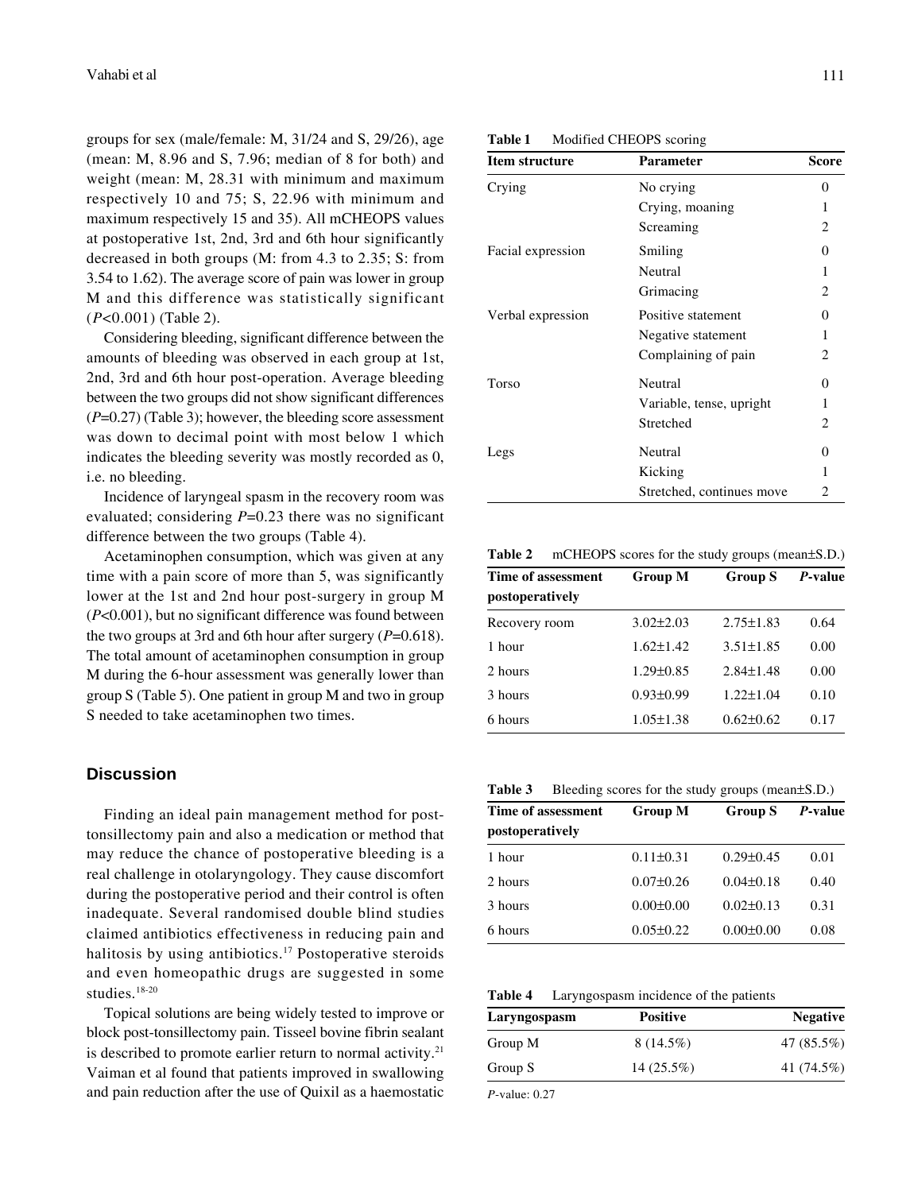groups for sex (male/female: M, 31/24 and S, 29/26), age (mean: M, 8.96 and S, 7.96; median of 8 for both) and weight (mean: M, 28.31 with minimum and maximum respectively 10 and 75; S, 22.96 with minimum and maximum respectively 15 and 35). All mCHEOPS values at postoperative 1st, 2nd, 3rd and 6th hour significantly decreased in both groups (M: from 4.3 to 2.35; S: from 3.54 to 1.62). The average score of pain was lower in group M and this difference was statistically significant ($P$<0.001) (Table 2).

Considering bleeding, significant difference between the amounts of bleeding was observed in each group at 1st, 2nd, 3rd and 6th hour post-operation. Average bleeding between the two groups did not show significant differences ($P$=0.27) (Table 3); however, the bleeding score assessment was down to decimal point with most below 1 which indicates the bleeding severity was mostly recorded as 0, i.e. no bleeding.

Incidence of laryngeal spasm in the recovery room was evaluated; considering $P$=0.23 there was no significant difference between the two groups (Table 4).

Acetaminophen consumption, which was given at any time with a pain score of more than 5, was significantly lower at the 1st and 2nd hour post-surgery in group M ($P$<0.001), but no significant difference was found between the two groups at 3rd and 6th hour after surgery ($P$=0.618). The total amount of acetaminophen consumption in group M during the 6-hour assessment was generally lower than group S (Table 5). One patient in group M and two in group S needed to take acetaminophen two times.

## Discussion

Finding an ideal pain management method for post-tonsillectomy pain and also a medication or method that may reduce the chance of postoperative bleeding is a real challenge in otolaryngology. They cause discomfort during the postoperative period and their control is often inadequate. Several randomised double blind studies claimed antibiotics effectiveness in reducing pain and halitosis by using antibiotics.[17] Postoperative steroids and even homeopathic drugs are suggested in some studies.[18-20]

Topical solutions are being widely tested to improve or block post-tonsillectomy pain. Tisseel bovine fibrin sealant is described to promote earlier return to normal activity.[21] Vaiman et al found that patients improved in swallowing and pain reduction after the use of Quixil as a haemostatic

**Table 1** Modified CHEOPS scoring

| Item structure | Parameter | Score |
|---|---|---|
| Crying | No crying | 0 |
| | Crying, moaning | 1 |
| | Screaming | 2 |
| Facial expression | Smiling | 0 |
| | Neutral | 1 |
| | Grimacing | 2 |
| Verbal expression | Positive statement | 0 |
| | Negative statement | 1 |
| | Complaining of pain | 2 |
| Torso | Neutral | 0 |
| | Variable, tense, upright | 1 |
| | Stretched | 2 |
| Legs | Neutral | 0 |
| | Kicking | 1 |
| | Stretched, continues move | 2 |

**Table 2** mCHEOPS scores for the study groups (mean±S.D.)

| Time of assessment postoperatively | Group M | Group S | $P$-value |
|---|---|---|---|
| Recovery room | 3.02±2.03 | 2.75±1.83 | 0.64 |
| 1 hour | 1.62±1.42 | 3.51±1.85 | 0.00 |
| 2 hours | 1.29±0.85 | 2.84±1.48 | 0.00 |
| 3 hours | 0.93±0.99 | 1.22±1.04 | 0.10 |
| 6 hours | 1.05±1.38 | 0.62±0.62 | 0.17 |

**Table 3** Bleeding scores for the study groups (mean±S.D.)

| Time of assessment postoperatively | Group M | Group S | $P$-value |
|---|---|---|---|
| 1 hour | 0.11±0.31 | 0.29±0.45 | 0.01 |
| 2 hours | 0.07±0.26 | 0.04±0.18 | 0.40 |
| 3 hours | 0.00±0.00 | 0.02±0.13 | 0.31 |
| 6 hours | 0.05±0.22 | 0.00±0.00 | 0.08 |

**Table 4** Laryngospasm incidence of the patients

| Laryngospasm | Positive | Negative |
|---|---|---|
| Group M | 8 (14.5%) | 47 (85.5%) |
| Group S | 14 (25.5%) | 41 (74.5%) |

$P$-value: 0.27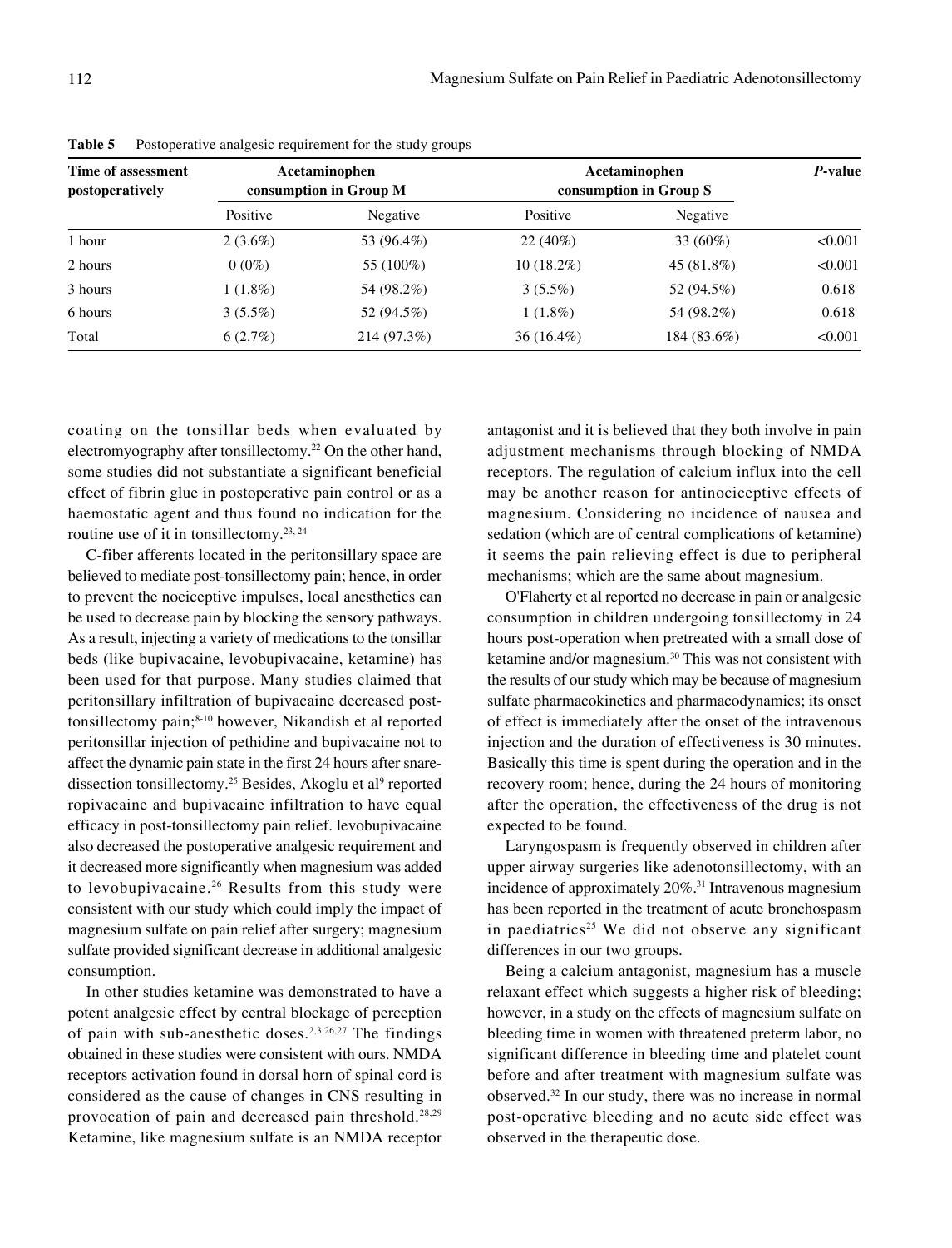**Table 5** Postoperative analgesic requirement for the study groups

| Time of assessment postoperatively | Acetaminophen consumption in Group M | | Acetaminophen consumption in Group S | | *P*-value |
|---|---|---|---|---|---|
| | Positive | Negative | Positive | Negative | |
| 1 hour | 2 (3.6%) | 53 (96.4%) | 22 (40%) | 33 (60%) | <0.001 |
| 2 hours | 0 (0%) | 55 (100%) | 10 (18.2%) | 45 (81.8%) | <0.001 |
| 3 hours | 1 (1.8%) | 54 (98.2%) | 3 (5.5%) | 52 (94.5%) | 0.618 |
| 6 hours | 3 (5.5%) | 52 (94.5%) | 1 (1.8%) | 54 (98.2%) | 0.618 |
| Total | 6 (2.7%) | 214 (97.3%) | 36 (16.4%) | 184 (83.6%) | <0.001 |

coating on the tonsillar beds when evaluated by electromyography after tonsillectomy.[22] On the other hand, some studies did not substantiate a significant beneficial effect of fibrin glue in postoperative pain control or as a haemostatic agent and thus found no indication for the routine use of it in tonsillectomy.[23, 24]

C-fiber afferents located in the peritonsillary space are believed to mediate post-tonsillectomy pain; hence, in order to prevent the nociceptive impulses, local anesthetics can be used to decrease pain by blocking the sensory pathways. As a result, injecting a variety of medications to the tonsillar beds (like bupivacaine, levobupivacaine, ketamine) has been used for that purpose. Many studies claimed that peritonsillary infiltration of bupivacaine decreased post-tonsillectomy pain;[8-10] however, Nikandish et al reported peritonsillar injection of pethidine and bupivacaine not to affect the dynamic pain state in the first 24 hours after snare-dissection tonsillectomy.[25] Besides, Akoglu et al[9] reported ropivacaine and bupivacaine infiltration to have equal efficacy in post-tonsillectomy pain relief. levobupivacaine also decreased the postoperative analgesic requirement and it decreased more significantly when magnesium was added to levobupivacaine.[26] Results from this study were consistent with our study which could imply the impact of magnesium sulfate on pain relief after surgery; magnesium sulfate provided significant decrease in additional analgesic consumption.

In other studies ketamine was demonstrated to have a potent analgesic effect by central blockage of perception of pain with sub-anesthetic doses.[2,3,26,27] The findings obtained in these studies were consistent with ours. NMDA receptors activation found in dorsal horn of spinal cord is considered as the cause of changes in CNS resulting in provocation of pain and decreased pain threshold.[28,29] Ketamine, like magnesium sulfate is an NMDA receptor antagonist and it is believed that they both involve in pain adjustment mechanisms through blocking of NMDA receptors. The regulation of calcium influx into the cell may be another reason for antinociceptive effects of magnesium. Considering no incidence of nausea and sedation (which are of central complications of ketamine) it seems the pain relieving effect is due to peripheral mechanisms; which are the same about magnesium.

O'Flaherty et al reported no decrease in pain or analgesic consumption in children undergoing tonsillectomy in 24 hours post-operation when pretreated with a small dose of ketamine and/or magnesium.[30] This was not consistent with the results of our study which may be because of magnesium sulfate pharmacokinetics and pharmacodynamics; its onset of effect is immediately after the onset of the intravenous injection and the duration of effectiveness is 30 minutes. Basically this time is spent during the operation and in the recovery room; hence, during the 24 hours of monitoring after the operation, the effectiveness of the drug is not expected to be found.

Laryngospasm is frequently observed in children after upper airway surgeries like adenotonsillectomy, with an incidence of approximately 20%.[31] Intravenous magnesium has been reported in the treatment of acute bronchospasm in paediatrics[25] We did not observe any significant differences in our two groups.

Being a calcium antagonist, magnesium has a muscle relaxant effect which suggests a higher risk of bleeding; however, in a study on the effects of magnesium sulfate on bleeding time in women with threatened preterm labor, no significant difference in bleeding time and platelet count before and after treatment with magnesium sulfate was observed.[32] In our study, there was no increase in normal post-operative bleeding and no acute side effect was observed in the therapeutic dose.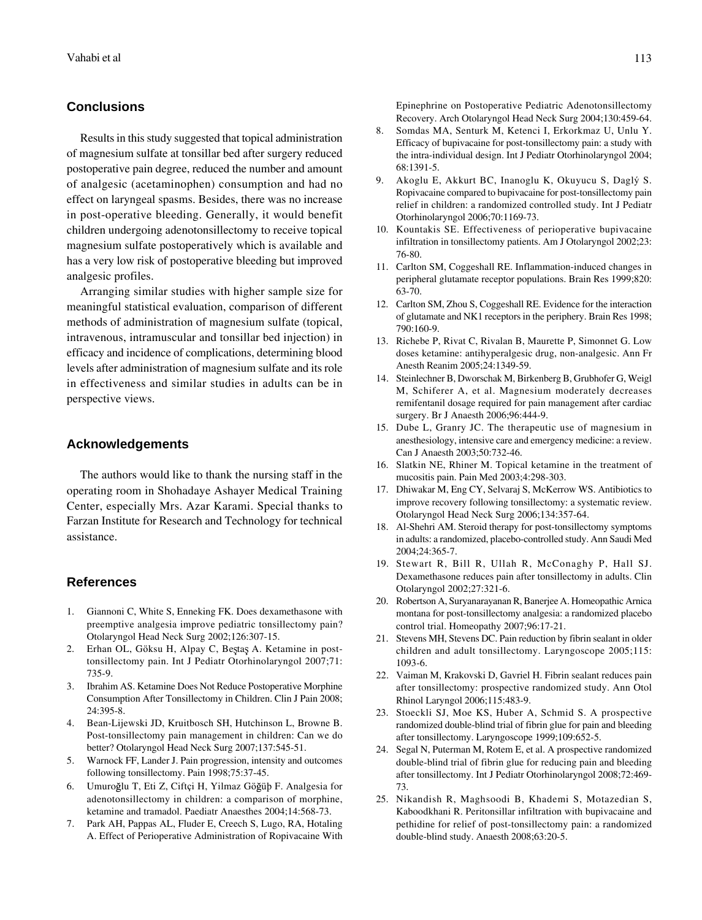## Conclusions

Results in this study suggested that topical administration of magnesium sulfate at tonsillar bed after surgery reduced postoperative pain degree, reduced the number and amount of analgesic (acetaminophen) consumption and had no effect on laryngeal spasms. Besides, there was no increase in post-operative bleeding. Generally, it would benefit children undergoing adenotonsillectomy to receive topical magnesium sulfate postoperatively which is available and has a very low risk of postoperative bleeding but improved analgesic profiles.

Arranging similar studies with higher sample size for meaningful statistical evaluation, comparison of different methods of administration of magnesium sulfate (topical, intravenous, intramuscular and tonsillar bed injection) in efficacy and incidence of complications, determining blood levels after administration of magnesium sulfate and its role in effectiveness and similar studies in adults can be in perspective views.

## Acknowledgements

The authors would like to thank the nursing staff in the operating room in Shohadaye Ashayer Medical Training Center, especially Mrs. Azar Karami. Special thanks to Farzan Institute for Research and Technology for technical assistance.

## References

1. Giannoni C, White S, Enneking FK. Does dexamethasone with preemptive analgesia improve pediatric tonsillectomy pain? Otolaryngol Head Neck Surg 2002;126:307-15.
2. Erhan OL, Göksu H, Alpay C, Beştaş A. Ketamine in post-tonsillectomy pain. Int J Pediatr Otorhinolaryngol 2007;71: 735-9.
3. Ibrahim AS. Ketamine Does Not Reduce Postoperative Morphine Consumption After Tonsillectomy in Children. Clin J Pain 2008; 24:395-8.
4. Bean-Lijewski JD, Kruitbosch SH, Hutchinson L, Browne B. Post-tonsillectomy pain management in children: Can we do better? Otolaryngol Head Neck Surg 2007;137:545-51.
5. Warnock FF, Lander J. Pain progression, intensity and outcomes following tonsillectomy. Pain 1998;75:37-45.
6. Umuroğlu T, Eti Z, Ciftçi H, Yilmaz Göğüþ F. Analgesia for adenotonsillectomy in children: a comparison of morphine, ketamine and tramadol. Paediatr Anaesthes 2004;14:568-73.
7. Park AH, Pappas AL, Fluder E, Creech S, Lugo, RA, Hotaling A. Effect of Perioperative Administration of Ropivacaine With Epinephrine on Postoperative Pediatric Adenotonsillectomy Recovery. Arch Otolaryngol Head Neck Surg 2004;130:459-64.
8. Somdas MA, Senturk M, Ketenci I, Erkorkmaz U, Unlu Y. Efficacy of bupivacaine for post-tonsillectomy pain: a study with the intra-individual design. Int J Pediatr Otorhinolaryngol 2004; 68:1391-5.
9. Akoglu E, Akkurt BC, Inanoglu K, Okuyucu S, Daglý S. Ropivacaine compared to bupivacaine for post-tonsillectomy pain relief in children: a randomized controlled study. Int J Pediatr Otorhinolaryngol 2006;70:1169-73.
10. Kountakis SE. Effectiveness of perioperative bupivacaine infiltration in tonsillectomy patients. Am J Otolaryngol 2002;23: 76-80.
11. Carlton SM, Coggeshall RE. Inflammation-induced changes in peripheral glutamate receptor populations. Brain Res 1999;820: 63-70.
12. Carlton SM, Zhou S, Coggeshall RE. Evidence for the interaction of glutamate and NK1 receptors in the periphery. Brain Res 1998; 790:160-9.
13. Richebe P, Rivat C, Rivalan B, Maurette P, Simonnet G. Low doses ketamine: antihyperalgesic drug, non-analgesic. Ann Fr Anesth Reanim 2005;24:1349-59.
14. Steinlechner B, Dworschak M, Birkenberg B, Grubhofer G, Weigl M, Schiferer A, et al. Magnesium moderately decreases remifentanil dosage required for pain management after cardiac surgery. Br J Anaesth 2006;96:444-9.
15. Dube L, Granry JC. The therapeutic use of magnesium in anesthesiology, intensive care and emergency medicine: a review. Can J Anaesth 2003;50:732-46.
16. Slatkin NE, Rhiner M. Topical ketamine in the treatment of mucositis pain. Pain Med 2003;4:298-303.
17. Dhiwakar M, Eng CY, Selvaraj S, McKerrow WS. Antibiotics to improve recovery following tonsillectomy: a systematic review. Otolaryngol Head Neck Surg 2006;134:357-64.
18. Al-Shehri AM. Steroid therapy for post-tonsillectomy symptoms in adults: a randomized, placebo-controlled study. Ann Saudi Med 2004;24:365-7.
19. Stewart R, Bill R, Ullah R, McConaghy P, Hall SJ. Dexamethasone reduces pain after tonsillectomy in adults. Clin Otolaryngol 2002;27:321-6.
20. Robertson A, Suryanarayanan R, Banerjee A. Homeopathic Arnica montana for post-tonsillectomy analgesia: a randomized placebo control trial. Homeopathy 2007;96:17-21.
21. Stevens MH, Stevens DC. Pain reduction by fibrin sealant in older children and adult tonsillectomy. Laryngoscope 2005;115: 1093-6.
22. Vaiman M, Krakovski D, Gavriel H. Fibrin sealant reduces pain after tonsillectomy: prospective randomized study. Ann Otol Rhinol Laryngol 2006;115:483-9.
23. Stoeckli SJ, Moe KS, Huber A, Schmid S. A prospective randomized double-blind trial of fibrin glue for pain and bleeding after tonsillectomy. Laryngoscope 1999;109:652-5.
24. Segal N, Puterman M, Rotem E, et al. A prospective randomized double-blind trial of fibrin glue for reducing pain and bleeding after tonsillectomy. Int J Pediatr Otorhinolaryngol 2008;72:469-73.
25. Nikandish R, Maghsoodi B, Khademi S, Motazedian S, Kaboodkhani R. Peritonsillar infiltration with bupivacaine and pethidine for relief of post-tonsillectomy pain: a randomized double-blind study. Anaesth 2008;63:20-5.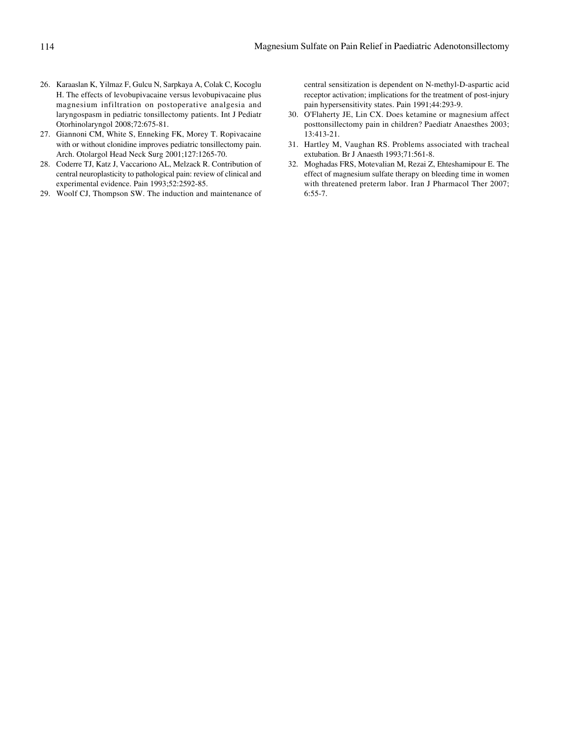26. Karaaslan K, Yilmaz F, Gulcu N, Sarpkaya A, Colak C, Kocoglu H. The effects of levobupivacaine versus levobupivacaine plus magnesium infiltration on postoperative analgesia and laryngospasm in pediatric tonsillectomy patients. Int J Pediatr Otorhinolaryngol 2008;72:675-81.
27. Giannoni CM, White S, Enneking FK, Morey T. Ropivacaine with or without clonidine improves pediatric tonsillectomy pain. Arch. Otolargol Head Neck Surg 2001;127:1265-70.
28. Coderre TJ, Katz J, Vaccariono AL, Melzack R. Contribution of central neuroplasticity to pathological pain: review of clinical and experimental evidence. Pain 1993;52:2592-85.
29. Woolf CJ, Thompson SW. The induction and maintenance of central sensitization is dependent on N-methyl-D-aspartic acid receptor activation; implications for the treatment of post-injury pain hypersensitivity states. Pain 1991;44:293-9.
30. O'Flaherty JE, Lin CX. Does ketamine or magnesium affect posttonsillectomy pain in children? Paediatr Anaesthes 2003; 13:413-21.
31. Hartley M, Vaughan RS. Problems associated with tracheal extubation. Br J Anaesth 1993;71:561-8.
32. Moghadas FRS, Motevalian M, Rezai Z, Ehteshamipour E. The effect of magnesium sulfate therapy on bleeding time in women with threatened preterm labor. Iran J Pharmacol Ther 2007; 6:55-7.